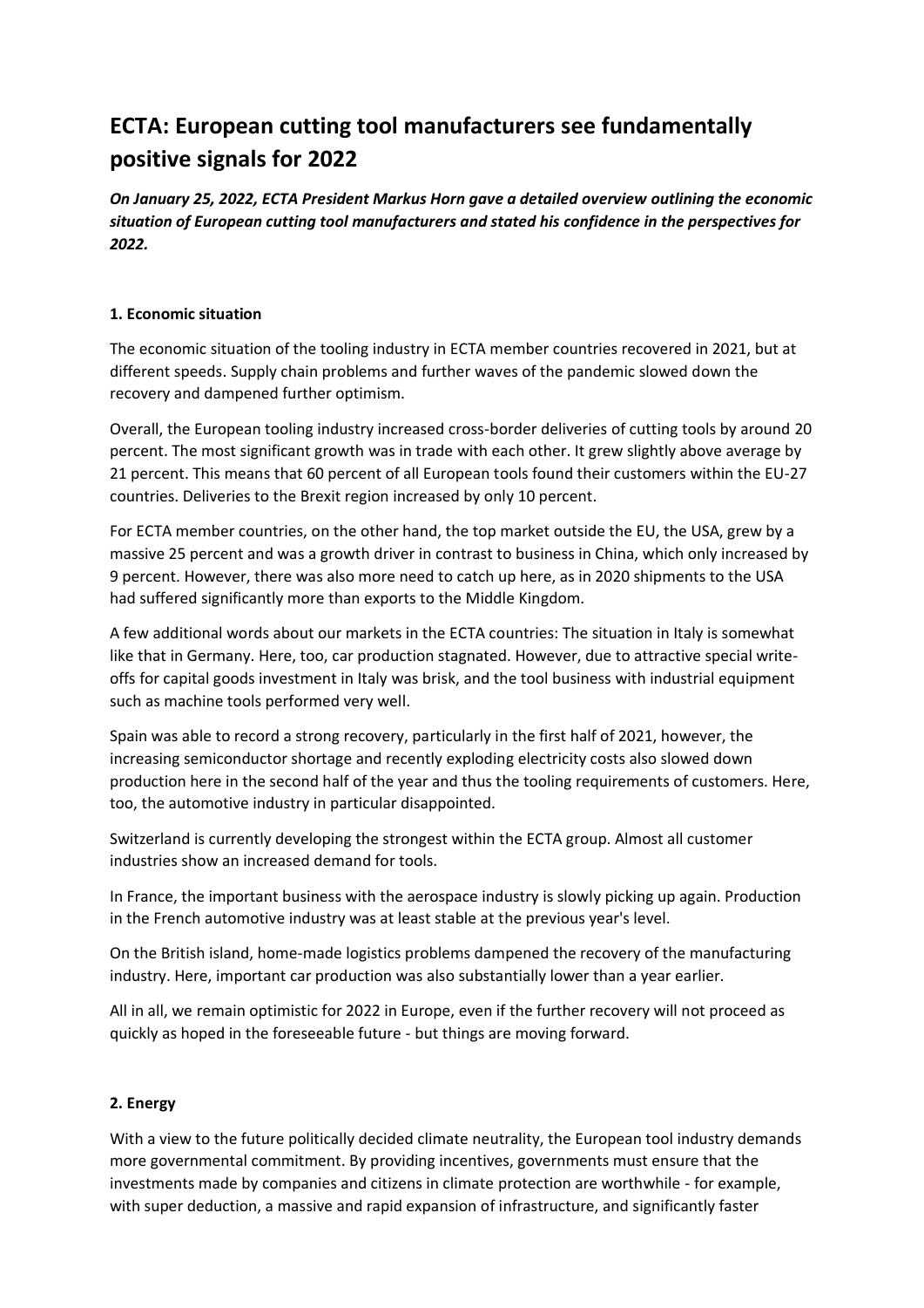# ECTA: European cutting tool manufacturers see fundamentally positive signals for 2022

***On January 25, 2022, ECTA President Markus Horn gave a detailed overview outlining the economic situation of European cutting tool manufacturers and stated his confidence in the perspectives for 2022.***

### 1. Economic situation

The economic situation of the tooling industry in ECTA member countries recovered in 2021, but at different speeds. Supply chain problems and further waves of the pandemic slowed down the recovery and dampened further optimism.

Overall, the European tooling industry increased cross-border deliveries of cutting tools by around 20 percent. The most significant growth was in trade with each other. It grew slightly above average by 21 percent. This means that 60 percent of all European tools found their customers within the EU-27 countries. Deliveries to the Brexit region increased by only 10 percent.

For ECTA member countries, on the other hand, the top market outside the EU, the USA, grew by a massive 25 percent and was a growth driver in contrast to business in China, which only increased by 9 percent. However, there was also more need to catch up here, as in 2020 shipments to the USA had suffered significantly more than exports to the Middle Kingdom.

A few additional words about our markets in the ECTA countries: The situation in Italy is somewhat like that in Germany. Here, too, car production stagnated. However, due to attractive special write-offs for capital goods investment in Italy was brisk, and the tool business with industrial equipment such as machine tools performed very well.

Spain was able to record a strong recovery, particularly in the first half of 2021, however, the increasing semiconductor shortage and recently exploding electricity costs also slowed down production here in the second half of the year and thus the tooling requirements of customers. Here, too, the automotive industry in particular disappointed.

Switzerland is currently developing the strongest within the ECTA group. Almost all customer industries show an increased demand for tools.

In France, the important business with the aerospace industry is slowly picking up again. Production in the French automotive industry was at least stable at the previous year's level.

On the British island, home-made logistics problems dampened the recovery of the manufacturing industry. Here, important car production was also substantially lower than a year earlier.

All in all, we remain optimistic for 2022 in Europe, even if the further recovery will not proceed as quickly as hoped in the foreseeable future - but things are moving forward.

### 2. Energy

With a view to the future politically decided climate neutrality, the European tool industry demands more governmental commitment. By providing incentives, governments must ensure that the investments made by companies and citizens in climate protection are worthwhile - for example, with super deduction, a massive and rapid expansion of infrastructure, and significantly faster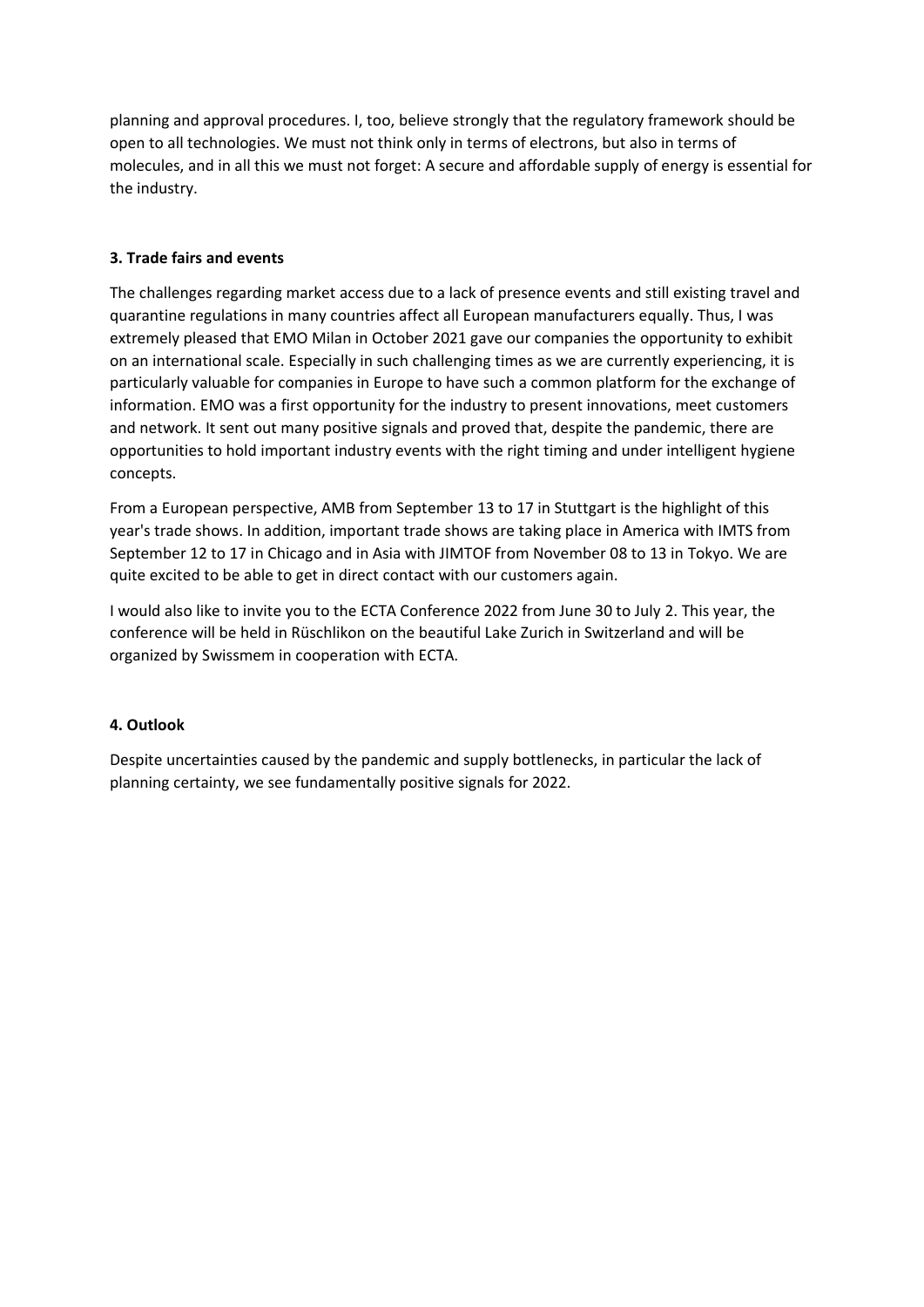planning and approval procedures. I, too, believe strongly that the regulatory framework should be open to all technologies. We must not think only in terms of electrons, but also in terms of molecules, and in all this we must not forget: A secure and affordable supply of energy is essential for the industry.

**3. Trade fairs and events**

The challenges regarding market access due to a lack of presence events and still existing travel and quarantine regulations in many countries affect all European manufacturers equally. Thus, I was extremely pleased that EMO Milan in October 2021 gave our companies the opportunity to exhibit on an international scale. Especially in such challenging times as we are currently experiencing, it is particularly valuable for companies in Europe to have such a common platform for the exchange of information. EMO was a first opportunity for the industry to present innovations, meet customers and network. It sent out many positive signals and proved that, despite the pandemic, there are opportunities to hold important industry events with the right timing and under intelligent hygiene concepts.

From a European perspective, AMB from September 13 to 17 in Stuttgart is the highlight of this year's trade shows. In addition, important trade shows are taking place in America with IMTS from September 12 to 17 in Chicago and in Asia with JIMTOF from November 08 to 13 in Tokyo. We are quite excited to be able to get in direct contact with our customers again.

I would also like to invite you to the ECTA Conference 2022 from June 30 to July 2. This year, the conference will be held in Rüschlikon on the beautiful Lake Zurich in Switzerland and will be organized by Swissmem in cooperation with ECTA.

**4. Outlook**

Despite uncertainties caused by the pandemic and supply bottlenecks, in particular the lack of planning certainty, we see fundamentally positive signals for 2022.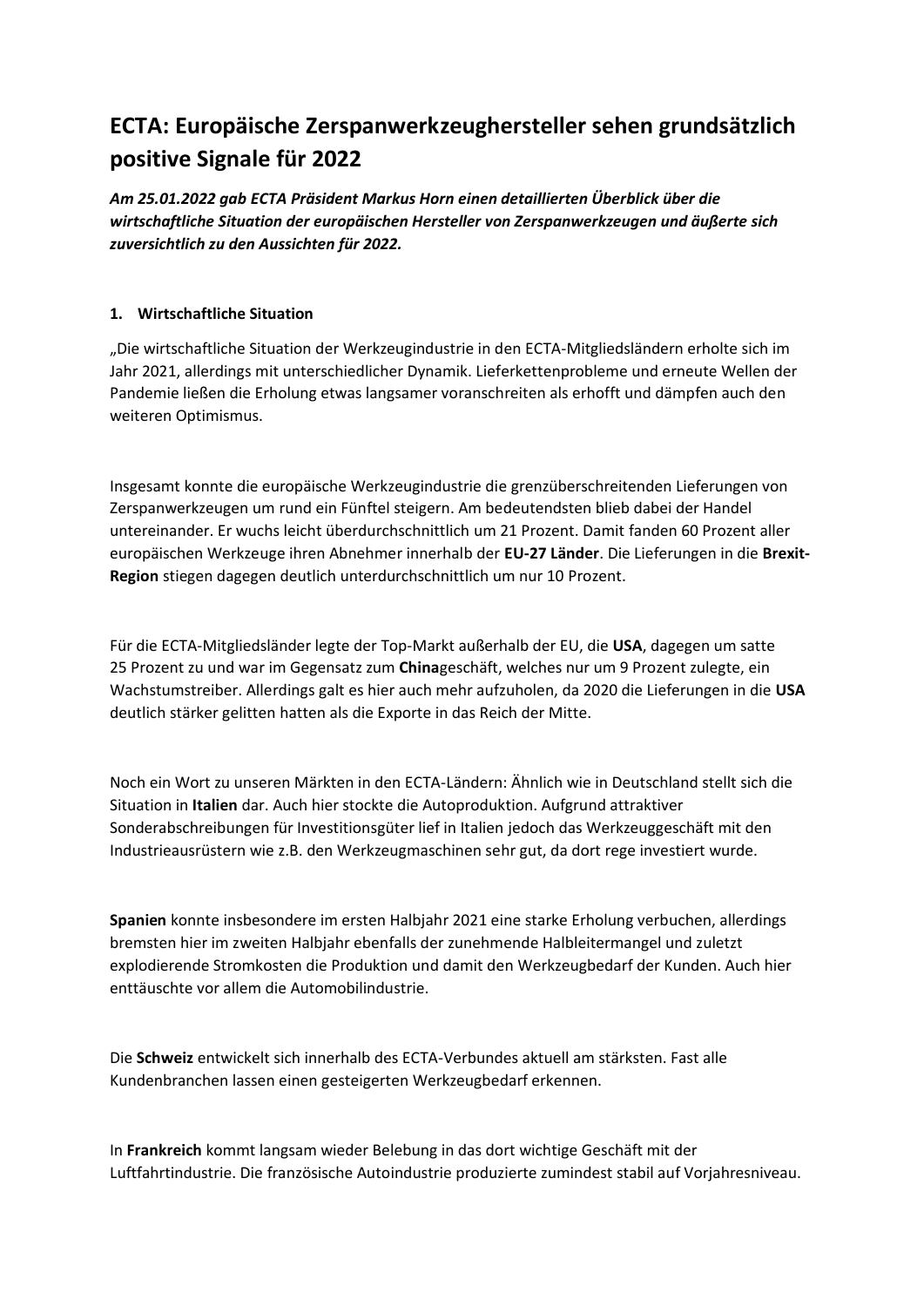# ECTA: Europäische Zerspanwerkzeughersteller sehen grundsätzlich positive Signale für 2022

***Am 25.01.2022 gab ECTA Präsident Markus Horn einen detaillierten Überblick über die wirtschaftliche Situation der europäischen Hersteller von Zerspanwerkzeugen und äußerte sich zuversichtlich zu den Aussichten für 2022.***

## 1. Wirtschaftliche Situation

„Die wirtschaftliche Situation der Werkzeugindustrie in den ECTA-Mitgliedsländern erholte sich im Jahr 2021, allerdings mit unterschiedlicher Dynamik. Lieferkettenprobleme und erneute Wellen der Pandemie ließen die Erholung etwas langsamer voranschreiten als erhofft und dämpfen auch den weiteren Optimismus.

Insgesamt konnte die europäische Werkzeugindustrie die grenzüberschreitenden Lieferungen von Zerspanwerkzeugen um rund ein Fünftel steigern. Am bedeutendsten blieb dabei der Handel untereinander. Er wuchs leicht überdurchschnittlich um 21 Prozent. Damit fanden 60 Prozent aller europäischen Werkzeuge ihren Abnehmer innerhalb der **EU-27 Länder**. Die Lieferungen in die **Brexit-Region** stiegen dagegen deutlich unterdurchschnittlich um nur 10 Prozent.

Für die ECTA-Mitgliedsländer legte der Top-Markt außerhalb der EU, die **USA**, dagegen um satte 25 Prozent zu und war im Gegensatz zum **China**geschäft, welches nur um 9 Prozent zulegte, ein Wachstumstreiber. Allerdings galt es hier auch mehr aufzuholen, da 2020 die Lieferungen in die **USA** deutlich stärker gelitten hatten als die Exporte in das Reich der Mitte.

Noch ein Wort zu unseren Märkten in den ECTA-Ländern: Ähnlich wie in Deutschland stellt sich die Situation in **Italien** dar. Auch hier stockte die Autoproduktion. Aufgrund attraktiver Sonderabschreibungen für Investitionsgüter lief in Italien jedoch das Werkzeuggeschäft mit den Industrieausrüstern wie z.B. den Werkzeugmaschinen sehr gut, da dort rege investiert wurde.

**Spanien** konnte insbesondere im ersten Halbjahr 2021 eine starke Erholung verbuchen, allerdings bremsten hier im zweiten Halbjahr ebenfalls der zunehmende Halbleitermangel und zuletzt explodierende Stromkosten die Produktion und damit den Werkzeugbedarf der Kunden. Auch hier enttäuschte vor allem die Automobilindustrie.

Die **Schweiz** entwickelt sich innerhalb des ECTA-Verbundes aktuell am stärksten. Fast alle Kundenbranchen lassen einen gesteigerten Werkzeugbedarf erkennen.

In **Frankreich** kommt langsam wieder Belebung in das dort wichtige Geschäft mit der Luftfahrtindustrie. Die französische Autoindustrie produzierte zumindest stabil auf Vorjahresniveau.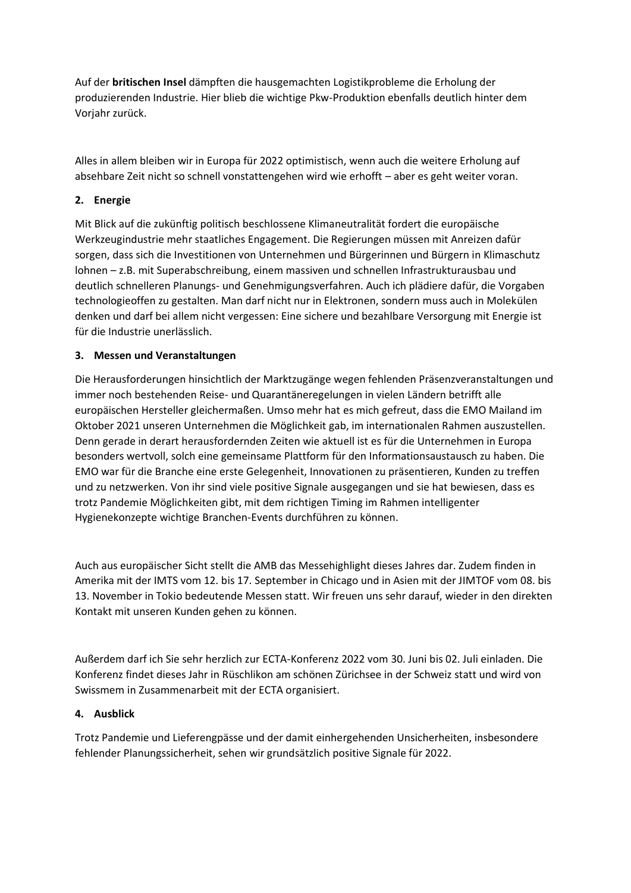Auf der **britischen Insel** dämpften die hausgemachten Logistikprobleme die Erholung der produzierenden Industrie. Hier blieb die wichtige Pkw-Produktion ebenfalls deutlich hinter dem Vorjahr zurück.

Alles in allem bleiben wir in Europa für 2022 optimistisch, wenn auch die weitere Erholung auf absehbare Zeit nicht so schnell vonstattengehen wird wie erhofft – aber es geht weiter voran.

**2. Energie**

Mit Blick auf die zukünftig politisch beschlossene Klimaneutralität fordert die europäische Werkzeugindustrie mehr staatliches Engagement. Die Regierungen müssen mit Anreizen dafür sorgen, dass sich die Investitionen von Unternehmen und Bürgerinnen und Bürgern in Klimaschutz lohnen – z.B. mit Superabschreibung, einem massiven und schnellen Infrastrukturausbau und deutlich schnelleren Planungs- und Genehmigungsverfahren. Auch ich plädiere dafür, die Vorgaben technologieoffen zu gestalten. Man darf nicht nur in Elektronen, sondern muss auch in Molekülen denken und darf bei allem nicht vergessen: Eine sichere und bezahlbare Versorgung mit Energie ist für die Industrie unerlässlich.

**3. Messen und Veranstaltungen**

Die Herausforderungen hinsichtlich der Marktzugänge wegen fehlenden Präsenzveranstaltungen und immer noch bestehenden Reise- und Quarantäneregelungen in vielen Ländern betrifft alle europäischen Hersteller gleichermaßen. Umso mehr hat es mich gefreut, dass die EMO Mailand im Oktober 2021 unseren Unternehmen die Möglichkeit gab, im internationalen Rahmen auszustellen. Denn gerade in derart herausfordernden Zeiten wie aktuell ist es für die Unternehmen in Europa besonders wertvoll, solch eine gemeinsame Plattform für den Informationsaustausch zu haben. Die EMO war für die Branche eine erste Gelegenheit, Innovationen zu präsentieren, Kunden zu treffen und zu netzwerken. Von ihr sind viele positive Signale ausgegangen und sie hat bewiesen, dass es trotz Pandemie Möglichkeiten gibt, mit dem richtigen Timing im Rahmen intelligenter Hygienekonzepte wichtige Branchen-Events durchführen zu können.

Auch aus europäischer Sicht stellt die AMB das Messehighlight dieses Jahres dar. Zudem finden in Amerika mit der IMTS vom 12. bis 17. September in Chicago und in Asien mit der JIMTOF vom 08. bis 13. November in Tokio bedeutende Messen statt. Wir freuen uns sehr darauf, wieder in den direkten Kontakt mit unseren Kunden gehen zu können.

Außerdem darf ich Sie sehr herzlich zur ECTA-Konferenz 2022 vom 30. Juni bis 02. Juli einladen. Die Konferenz findet dieses Jahr in Rüschlikon am schönen Zürichsee in der Schweiz statt und wird von Swissmem in Zusammenarbeit mit der ECTA organisiert.

**4. Ausblick**

Trotz Pandemie und Lieferengpässe und der damit einhergehenden Unsicherheiten, insbesondere fehlender Planungssicherheit, sehen wir grundsätzlich positive Signale für 2022.